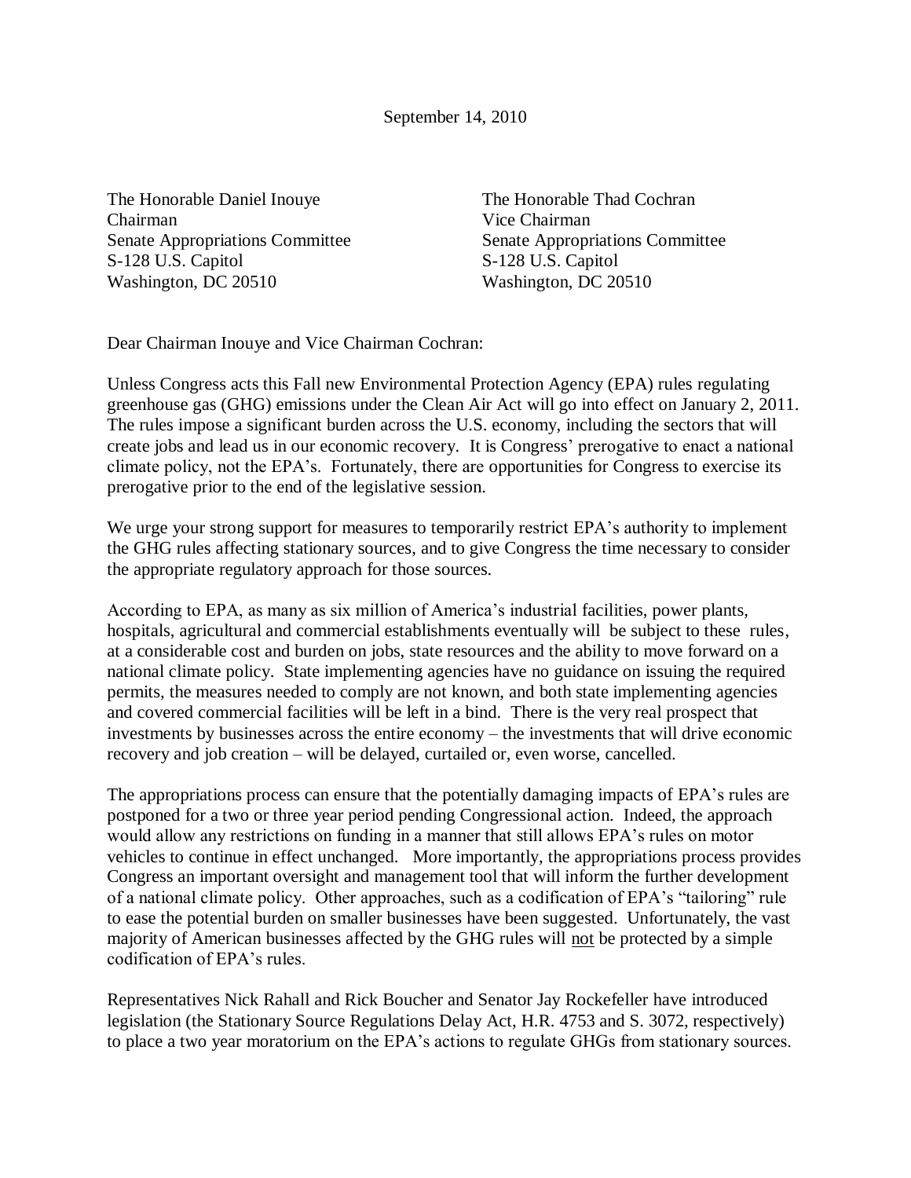September 14, 2010

The Honorable Daniel Inouye
Chairman
Senate Appropriations Committee
S-128 U.S. Capitol
Washington, DC 20510

The Honorable Thad Cochran
Vice Chairman
Senate Appropriations Committee
S-128 U.S. Capitol
Washington, DC 20510

Dear Chairman Inouye and Vice Chairman Cochran:

Unless Congress acts this Fall new Environmental Protection Agency (EPA) rules regulating greenhouse gas (GHG) emissions under the Clean Air Act will go into effect on January 2, 2011. The rules impose a significant burden across the U.S. economy, including the sectors that will create jobs and lead us in our economic recovery. It is Congress' prerogative to enact a national climate policy, not the EPA's. Fortunately, there are opportunities for Congress to exercise its prerogative prior to the end of the legislative session.

We urge your strong support for measures to temporarily restrict EPA's authority to implement the GHG rules affecting stationary sources, and to give Congress the time necessary to consider the appropriate regulatory approach for those sources.

According to EPA, as many as six million of America's industrial facilities, power plants, hospitals, agricultural and commercial establishments eventually will be subject to these rules, at a considerable cost and burden on jobs, state resources and the ability to move forward on a national climate policy. State implementing agencies have no guidance on issuing the required permits, the measures needed to comply are not known, and both state implementing agencies and covered commercial facilities will be left in a bind. There is the very real prospect that investments by businesses across the entire economy – the investments that will drive economic recovery and job creation – will be delayed, curtailed or, even worse, cancelled.

The appropriations process can ensure that the potentially damaging impacts of EPA's rules are postponed for a two or three year period pending Congressional action. Indeed, the approach would allow any restrictions on funding in a manner that still allows EPA's rules on motor vehicles to continue in effect unchanged. More importantly, the appropriations process provides Congress an important oversight and management tool that will inform the further development of a national climate policy. Other approaches, such as a codification of EPA's "tailoring" rule to ease the potential burden on smaller businesses have been suggested. Unfortunately, the vast majority of American businesses affected by the GHG rules will <u>not</u> be protected by a simple codification of EPA's rules.

Representatives Nick Rahall and Rick Boucher and Senator Jay Rockefeller have introduced legislation (the Stationary Source Regulations Delay Act, H.R. 4753 and S. 3072, respectively) to place a two year moratorium on the EPA's actions to regulate GHGs from stationary sources.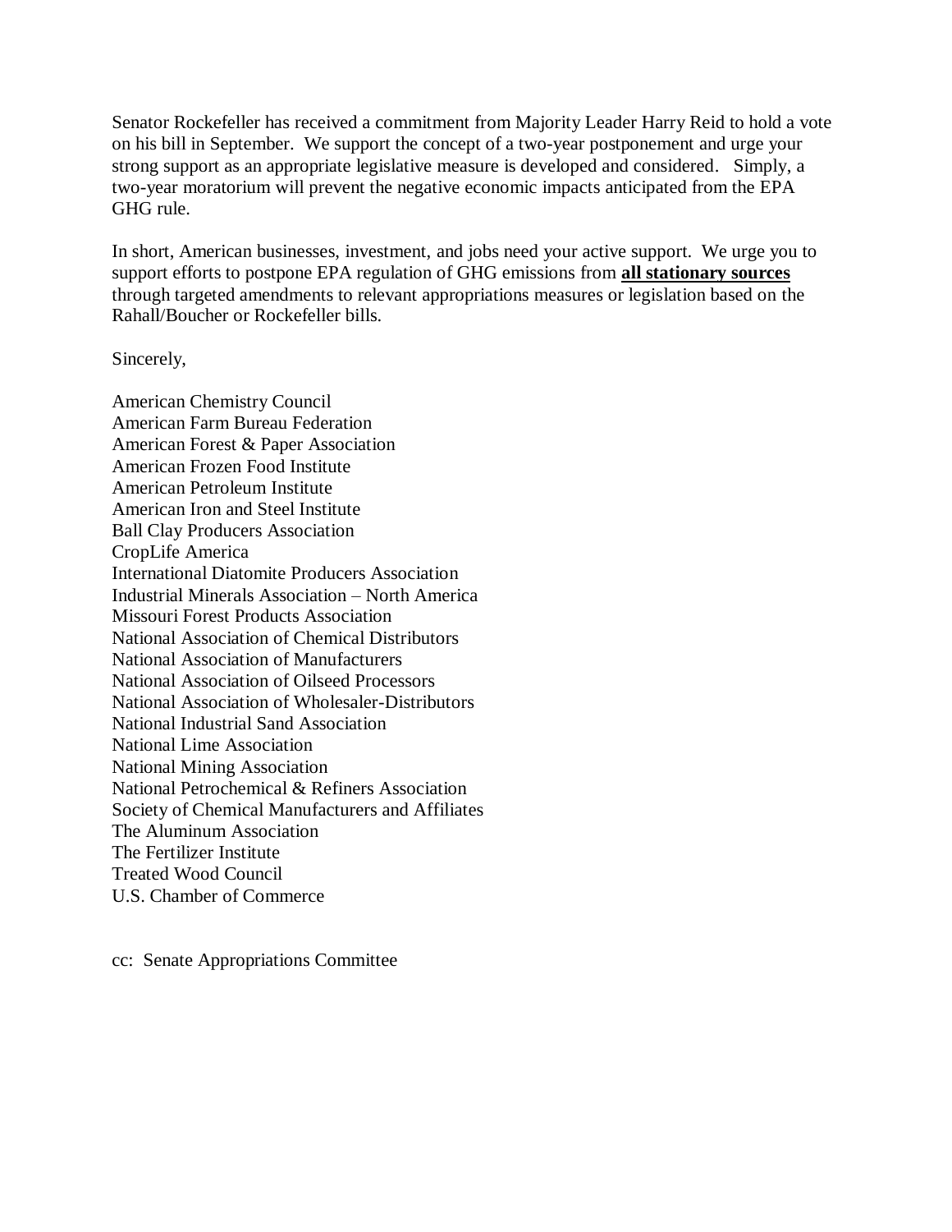Senator Rockefeller has received a commitment from Majority Leader Harry Reid to hold a vote on his bill in September. We support the concept of a two-year postponement and urge your strong support as an appropriate legislative measure is developed and considered. Simply, a two-year moratorium will prevent the negative economic impacts anticipated from the EPA GHG rule.

In short, American businesses, investment, and jobs need your active support. We urge you to support efforts to postpone EPA regulation of GHG emissions from **<u>all stationary sources</u>** through targeted amendments to relevant appropriations measures or legislation based on the Rahall/Boucher or Rockefeller bills.

Sincerely,

American Chemistry Council  
American Farm Bureau Federation  
American Forest & Paper Association  
American Frozen Food Institute  
American Petroleum Institute  
American Iron and Steel Institute  
Ball Clay Producers Association  
CropLife America  
International Diatomite Producers Association  
Industrial Minerals Association – North America  
Missouri Forest Products Association  
National Association of Chemical Distributors  
National Association of Manufacturers  
National Association of Oilseed Processors  
National Association of Wholesaler-Distributors  
National Industrial Sand Association  
National Lime Association  
National Mining Association  
National Petrochemical & Refiners Association  
Society of Chemical Manufacturers and Affiliates  
The Aluminum Association  
The Fertilizer Institute  
Treated Wood Council  
U.S. Chamber of Commerce

cc: Senate Appropriations Committee